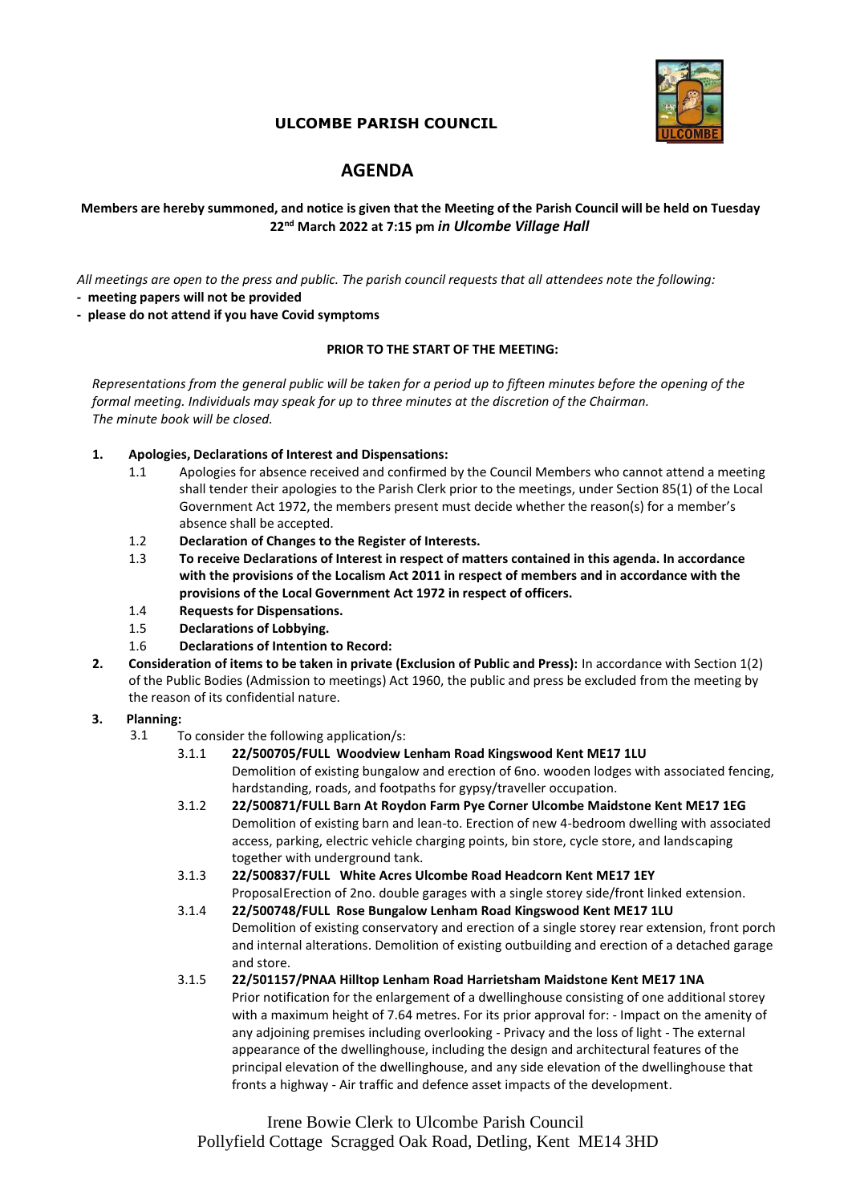# ULCOMBE PARISH COUNCIL

## AGENDA

**Members are hereby summoned, and notice is given that the Meeting of the Parish Council will be held on Tuesday 22nd March 2022 at 7:15 pm *in Ulcombe Village Hall***

*All meetings are open to the press and public. The parish council requests that all attendees note the following:*

- **meeting papers will not be provided**
- **please do not attend if you have Covid symptoms**

**PRIOR TO THE START OF THE MEETING:**

*Representations from the general public will be taken for a period up to fifteen minutes before the opening of the formal meeting. Individuals may speak for up to three minutes at the discretion of the Chairman. The minute book will be closed.*

**1. Apologies, Declarations of Interest and Dispensations:**

1.1 Apologies for absence received and confirmed by the Council Members who cannot attend a meeting shall tender their apologies to the Parish Clerk prior to the meetings, under Section 85(1) of the Local Government Act 1972, the members present must decide whether the reason(s) for a member's absence shall be accepted.

1.2 **Declaration of Changes to the Register of Interests.**

1.3 **To receive Declarations of Interest in respect of matters contained in this agenda. In accordance with the provisions of the Localism Act 2011 in respect of members and in accordance with the provisions of the Local Government Act 1972 in respect of officers.**

1.4 **Requests for Dispensations.**

1.5 **Declarations of Lobbying.**

1.6 **Declarations of Intention to Record:**

**2. Consideration of items to be taken in private (Exclusion of Public and Press):** In accordance with Section 1(2) of the Public Bodies (Admission to meetings) Act 1960, the public and press be excluded from the meeting by the reason of its confidential nature.

**3. Planning:**

3.1 To consider the following application/s:

3.1.1 **22/500705/FULL Woodview Lenham Road Kingswood Kent ME17 1LU**
Demolition of existing bungalow and erection of 6no. wooden lodges with associated fencing, hardstanding, roads, and footpaths for gypsy/traveller occupation.

3.1.2 **22/500871/FULL Barn At Roydon Farm Pye Corner Ulcombe Maidstone Kent ME17 1EG**
Demolition of existing barn and lean-to. Erection of new 4-bedroom dwelling with associated access, parking, electric vehicle charging points, bin store, cycle store, and landscaping together with underground tank.

3.1.3 **22/500837/FULL White Acres Ulcombe Road Headcorn Kent ME17 1EY**
ProposalErection of 2no. double garages with a single storey side/front linked extension.

3.1.4 **22/500748/FULL Rose Bungalow Lenham Road Kingswood Kent ME17 1LU**
Demolition of existing conservatory and erection of a single storey rear extension, front porch and internal alterations. Demolition of existing outbuilding and erection of a detached garage and store.

3.1.5 **22/501157/PNAA Hilltop Lenham Road Harrietsham Maidstone Kent ME17 1NA**
Prior notification for the enlargement of a dwellinghouse consisting of one additional storey with a maximum height of 7.64 metres. For its prior approval for: - Impact on the amenity of any adjoining premises including overlooking - Privacy and the loss of light - The external appearance of the dwellinghouse, including the design and architectural features of the principal elevation of the dwellinghouse, and any side elevation of the dwellinghouse that fronts a highway - Air traffic and defence asset impacts of the development.

Irene Bowie Clerk to Ulcombe Parish Council
Pollyfield Cottage Scragged Oak Road, Detling, Kent ME14 3HD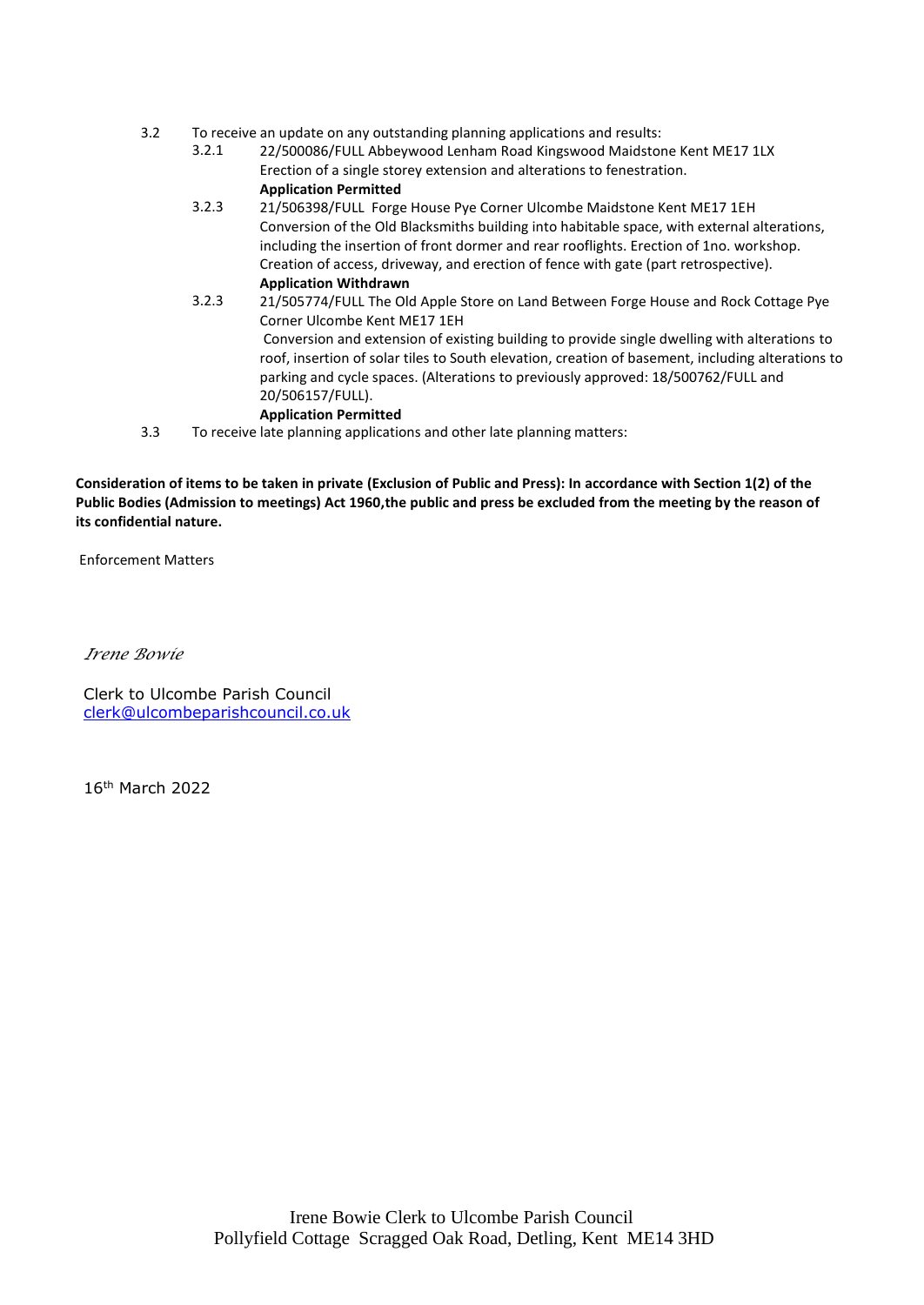3.2 To receive an update on any outstanding planning applications and results:

3.2.1 22/500086/FULL Abbeywood Lenham Road Kingswood Maidstone Kent ME17 1LX
Erection of a single storey extension and alterations to fenestration.
**Application Permitted**

3.2.3 21/506398/FULL Forge House Pye Corner Ulcombe Maidstone Kent ME17 1EH
Conversion of the Old Blacksmiths building into habitable space, with external alterations, including the insertion of front dormer and rear rooflights. Erection of 1no. workshop. Creation of access, driveway, and erection of fence with gate (part retrospective).
**Application Withdrawn**

3.2.3 21/505774/FULL The Old Apple Store on Land Between Forge House and Rock Cottage Pye Corner Ulcombe Kent ME17 1EH
Conversion and extension of existing building to provide single dwelling with alterations to roof, insertion of solar tiles to South elevation, creation of basement, including alterations to parking and cycle spaces. (Alterations to previously approved: 18/500762/FULL and 20/506157/FULL).
**Application Permitted**

3.3 To receive late planning applications and other late planning matters:

**Consideration of items to be taken in private (Exclusion of Public and Press): In accordance with Section 1(2) of the Public Bodies (Admission to meetings) Act 1960,the public and press be excluded from the meeting by the reason of its confidential nature.**

Enforcement Matters

*Irene Bowie*

Clerk to Ulcombe Parish Council
clerk@ulcombeparishcouncil.co.uk

16th March 2022

Irene Bowie Clerk to Ulcombe Parish Council
Pollyfield Cottage Scragged Oak Road, Detling, Kent ME14 3HD